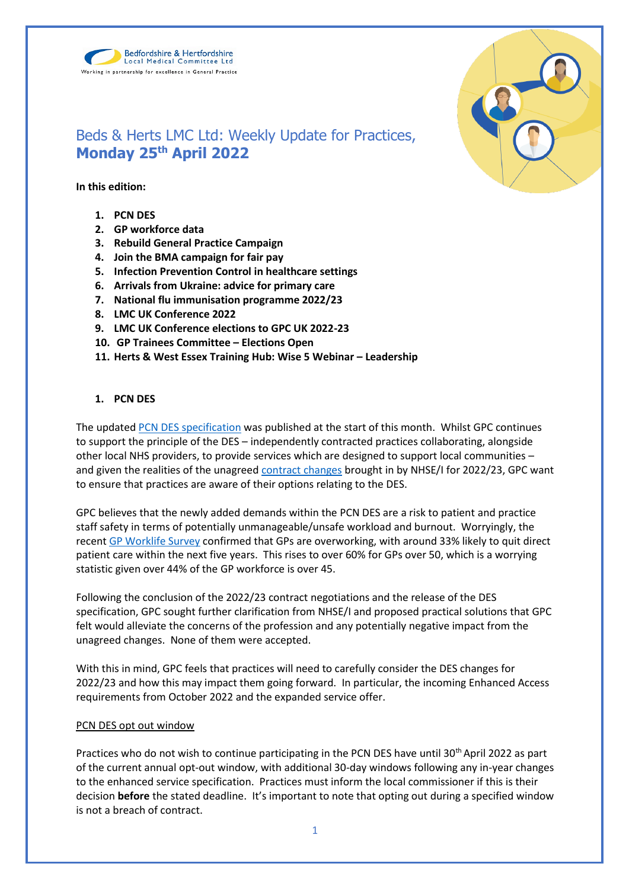Bedfordshire & Hertfordshire
Local Medical Committee Ltd
Working in partnership for excellence in General Practice

# Beds & Herts LMC Ltd: Weekly Update for Practices, **Monday 25th April 2022**

**In this edition:**

1. **PCN DES**
2. **GP workforce data**
3. **Rebuild General Practice Campaign**
4. **Join the BMA campaign for fair pay**
5. **Infection Prevention Control in healthcare settings**
6. **Arrivals from Ukraine: advice for primary care**
7. **National flu immunisation programme 2022/23**
8. **LMC UK Conference 2022**
9. **LMC UK Conference elections to GPC UK 2022-23**
10. **GP Trainees Committee – Elections Open**
11. **Herts & West Essex Training Hub: Wise 5 Webinar – Leadership**

## 1. PCN DES

The updated PCN DES specification was published at the start of this month. Whilst GPC continues to support the principle of the DES – independently contracted practices collaborating, alongside other local NHS providers, to provide services which are designed to support local communities – and given the realities of the unagreed contract changes brought in by NHSE/I for 2022/23, GPC want to ensure that practices are aware of their options relating to the DES.

GPC believes that the newly added demands within the PCN DES are a risk to patient and practice staff safety in terms of potentially unmanageable/unsafe workload and burnout. Worryingly, the recent GP Worklife Survey confirmed that GPs are overworking, with around 33% likely to quit direct patient care within the next five years. This rises to over 60% for GPs over 50, which is a worrying statistic given over 44% of the GP workforce is over 45.

Following the conclusion of the 2022/23 contract negotiations and the release of the DES specification, GPC sought further clarification from NHSE/I and proposed practical solutions that GPC felt would alleviate the concerns of the profession and any potentially negative impact from the unagreed changes. None of them were accepted.

With this in mind, GPC feels that practices will need to carefully consider the DES changes for 2022/23 and how this may impact them going forward. In particular, the incoming Enhanced Access requirements from October 2022 and the expanded service offer.

PCN DES opt out window

Practices who do not wish to continue participating in the PCN DES have until 30th April 2022 as part of the current annual opt-out window, with additional 30-day windows following any in-year changes to the enhanced service specification. Practices must inform the local commissioner if this is their decision **before** the stated deadline. It's important to note that opting out during a specified window is not a breach of contract.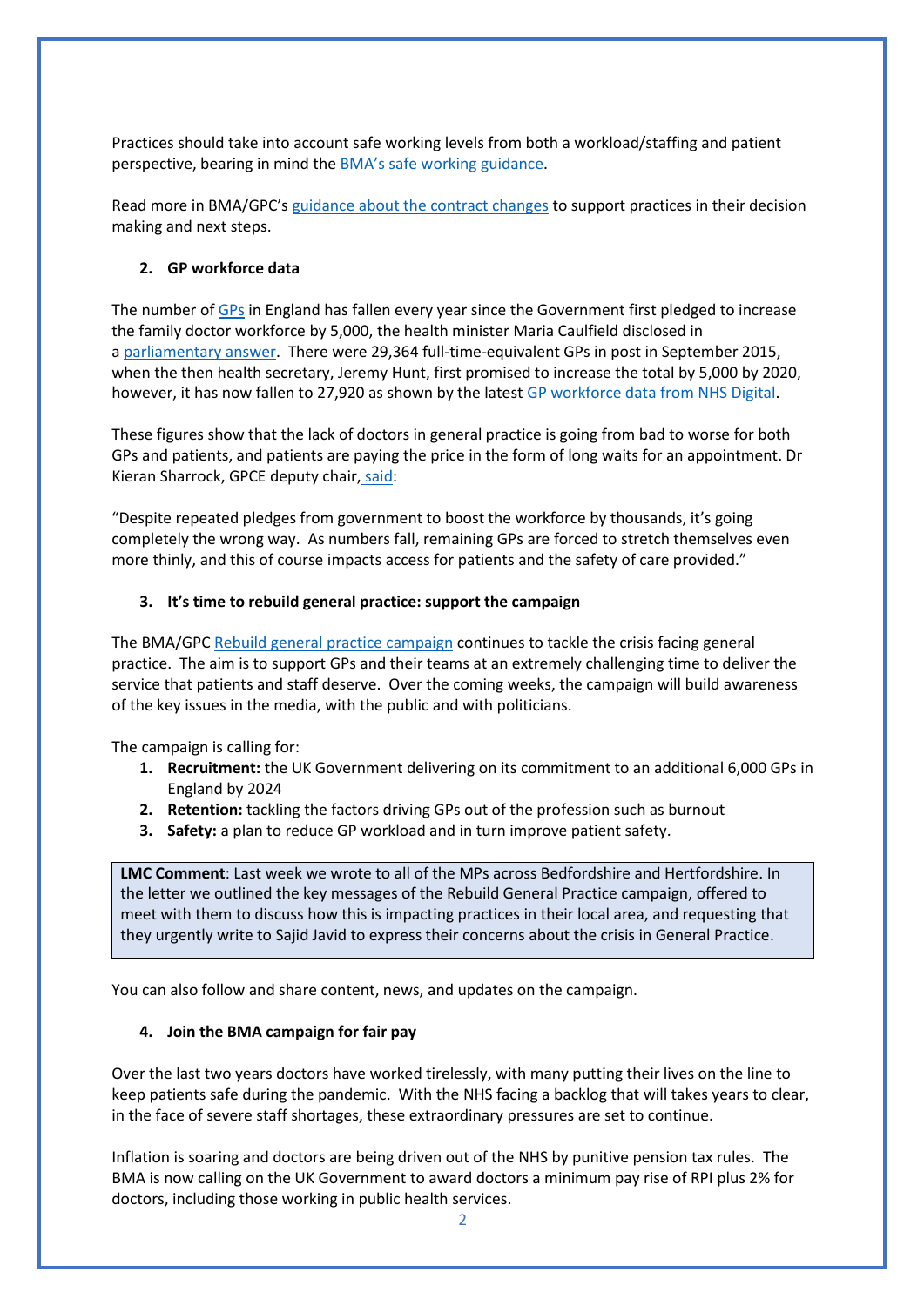Practices should take into account safe working levels from both a workload/staffing and patient perspective, bearing in mind the BMA's safe working guidance.

Read more in BMA/GPC's guidance about the contract changes to support practices in their decision making and next steps.

### 2. GP workforce data

The number of GPs in England has fallen every year since the Government first pledged to increase the family doctor workforce by 5,000, the health minister Maria Caulfield disclosed in a parliamentary answer. There were 29,364 full-time-equivalent GPs in post in September 2015, when the then health secretary, Jeremy Hunt, first promised to increase the total by 5,000 by 2020, however, it has now fallen to 27,920 as shown by the latest GP workforce data from NHS Digital.

These figures show that the lack of doctors in general practice is going from bad to worse for both GPs and patients, and patients are paying the price in the form of long waits for an appointment. Dr Kieran Sharrock, GPCE deputy chair, said:

"Despite repeated pledges from government to boost the workforce by thousands, it's going completely the wrong way. As numbers fall, remaining GPs are forced to stretch themselves even more thinly, and this of course impacts access for patients and the safety of care provided."

### 3. It's time to rebuild general practice: support the campaign

The BMA/GPC Rebuild general practice campaign continues to tackle the crisis facing general practice. The aim is to support GPs and their teams at an extremely challenging time to deliver the service that patients and staff deserve. Over the coming weeks, the campaign will build awareness of the key issues in the media, with the public and with politicians.

The campaign is calling for:

1. **Recruitment:** the UK Government delivering on its commitment to an additional 6,000 GPs in England by 2024
2. **Retention:** tackling the factors driving GPs out of the profession such as burnout
3. **Safety:** a plan to reduce GP workload and in turn improve patient safety.

> **LMC Comment**: Last week we wrote to all of the MPs across Bedfordshire and Hertfordshire. In the letter we outlined the key messages of the Rebuild General Practice campaign, offered to meet with them to discuss how this is impacting practices in their local area, and requesting that they urgently write to Sajid Javid to express their concerns about the crisis in General Practice.

You can also follow and share content, news, and updates on the campaign.

### 4. Join the BMA campaign for fair pay

Over the last two years doctors have worked tirelessly, with many putting their lives on the line to keep patients safe during the pandemic. With the NHS facing a backlog that will takes years to clear, in the face of severe staff shortages, these extraordinary pressures are set to continue.

Inflation is soaring and doctors are being driven out of the NHS by punitive pension tax rules. The BMA is now calling on the UK Government to award doctors a minimum pay rise of RPI plus 2% for doctors, including those working in public health services.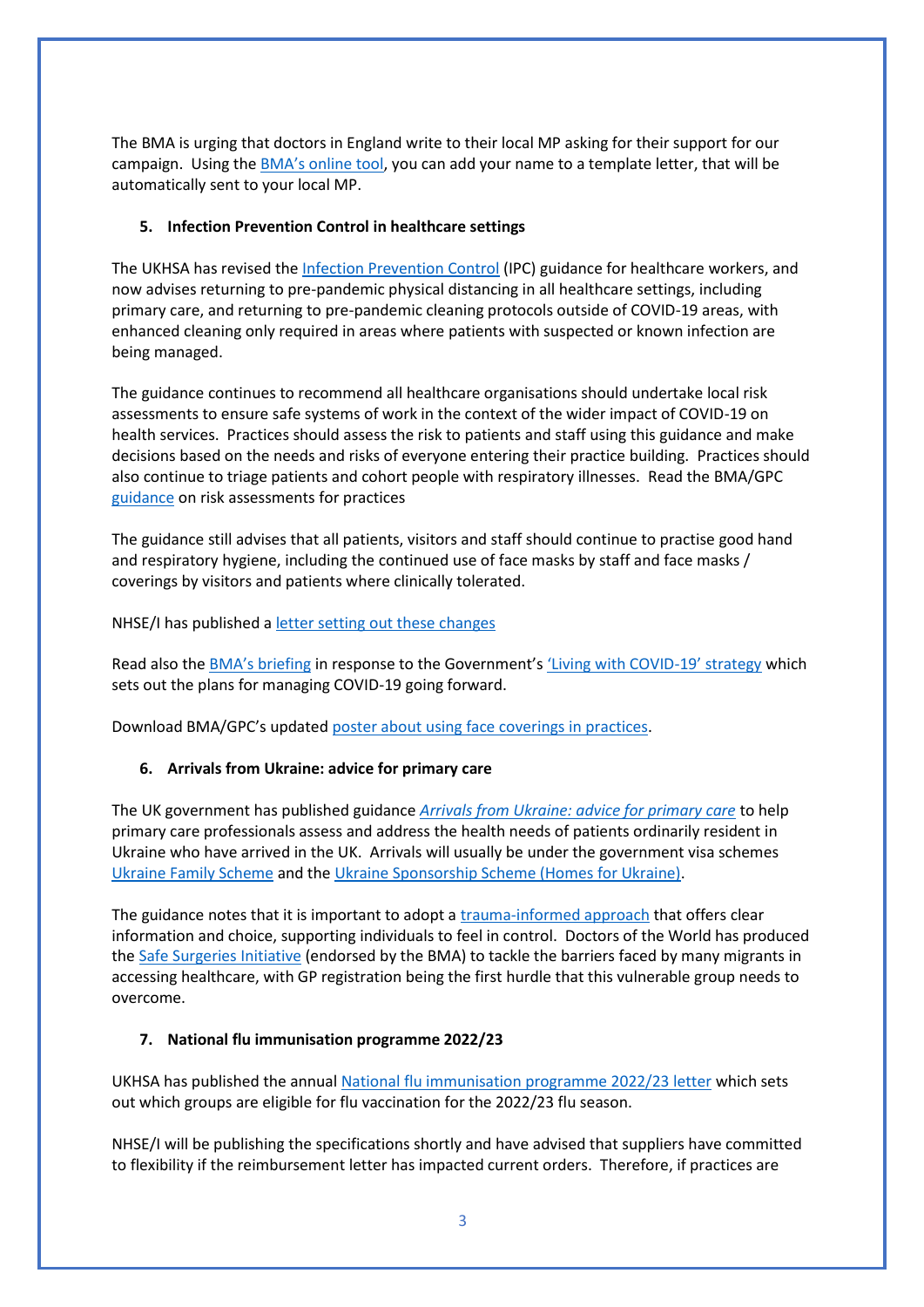The BMA is urging that doctors in England write to their local MP asking for their support for our campaign. Using the BMA's online tool, you can add your name to a template letter, that will be automatically sent to your local MP.

### 5. Infection Prevention Control in healthcare settings

The UKHSA has revised the Infection Prevention Control (IPC) guidance for healthcare workers, and now advises returning to pre-pandemic physical distancing in all healthcare settings, including primary care, and returning to pre-pandemic cleaning protocols outside of COVID-19 areas, with enhanced cleaning only required in areas where patients with suspected or known infection are being managed.

The guidance continues to recommend all healthcare organisations should undertake local risk assessments to ensure safe systems of work in the context of the wider impact of COVID-19 on health services. Practices should assess the risk to patients and staff using this guidance and make decisions based on the needs and risks of everyone entering their practice building. Practices should also continue to triage patients and cohort people with respiratory illnesses. Read the BMA/GPC guidance on risk assessments for practices

The guidance still advises that all patients, visitors and staff should continue to practise good hand and respiratory hygiene, including the continued use of face masks by staff and face masks / coverings by visitors and patients where clinically tolerated.

NHSE/I has published a letter setting out these changes

Read also the BMA's briefing in response to the Government's 'Living with COVID-19' strategy which sets out the plans for managing COVID-19 going forward.

Download BMA/GPC's updated poster about using face coverings in practices.

### 6. Arrivals from Ukraine: advice for primary care

The UK government has published guidance *Arrivals from Ukraine: advice for primary care* to help primary care professionals assess and address the health needs of patients ordinarily resident in Ukraine who have arrived in the UK. Arrivals will usually be under the government visa schemes Ukraine Family Scheme and the Ukraine Sponsorship Scheme (Homes for Ukraine).

The guidance notes that it is important to adopt a trauma-informed approach that offers clear information and choice, supporting individuals to feel in control. Doctors of the World has produced the Safe Surgeries Initiative (endorsed by the BMA) to tackle the barriers faced by many migrants in accessing healthcare, with GP registration being the first hurdle that this vulnerable group needs to overcome.

### 7. National flu immunisation programme 2022/23

UKHSA has published the annual National flu immunisation programme 2022/23 letter which sets out which groups are eligible for flu vaccination for the 2022/23 flu season.

NHSE/I will be publishing the specifications shortly and have advised that suppliers have committed to flexibility if the reimbursement letter has impacted current orders. Therefore, if practices are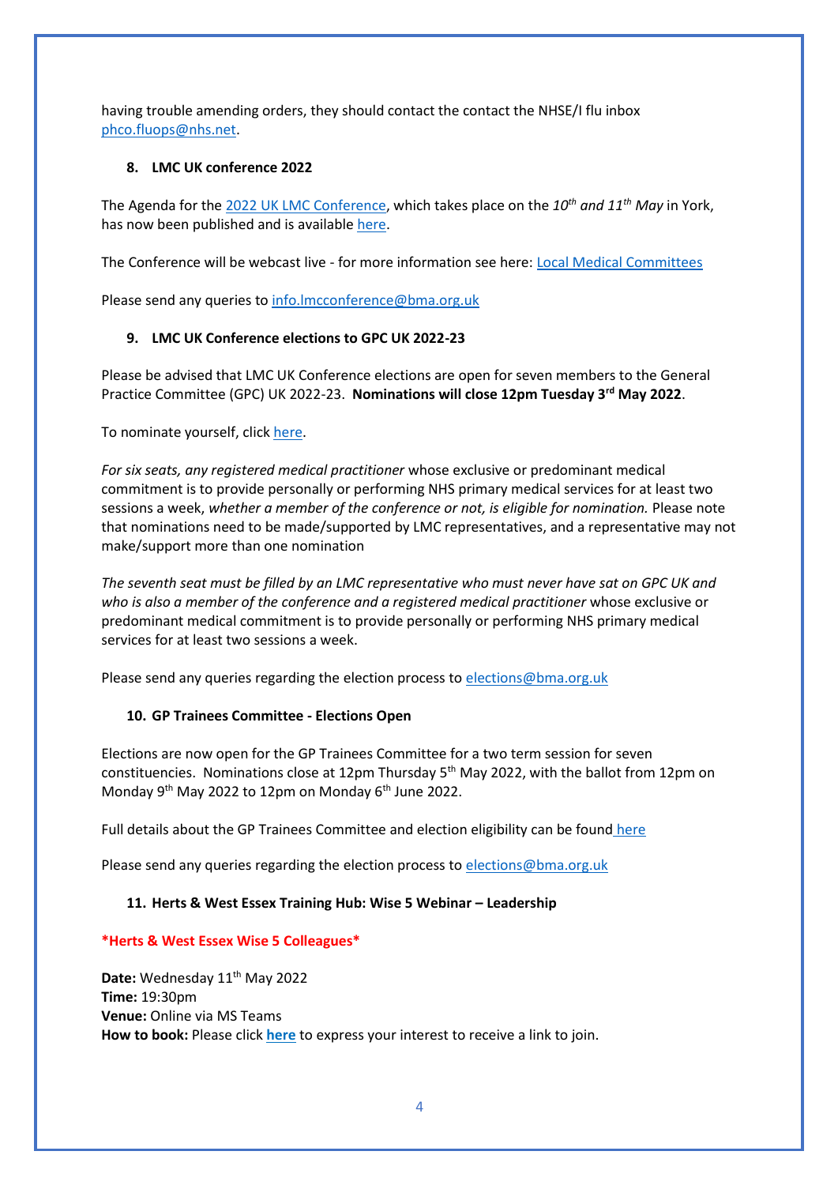having trouble amending orders, they should contact the contact the NHSE/I flu inbox phco.fluops@nhs.net.

## 8. LMC UK conference 2022

The Agenda for the 2022 UK LMC Conference, which takes place on the *10th and 11th May* in York, has now been published and is available here.

The Conference will be webcast live - for more information see here: Local Medical Committees

Please send any queries to info.lmcconference@bma.org.uk

## 9. LMC UK Conference elections to GPC UK 2022-23

Please be advised that LMC UK Conference elections are open for seven members to the General Practice Committee (GPC) UK 2022-23. **Nominations will close 12pm Tuesday 3rd May 2022**.

To nominate yourself, click here.

*For six seats, any registered medical practitioner* whose exclusive or predominant medical commitment is to provide personally or performing NHS primary medical services for at least two sessions a week, *whether a member of the conference or not, is eligible for nomination.* Please note that nominations need to be made/supported by LMC representatives, and a representative may not make/support more than one nomination

*The seventh seat must be filled by an LMC representative who must never have sat on GPC UK and who is also a member of the conference and a registered medical practitioner* whose exclusive or predominant medical commitment is to provide personally or performing NHS primary medical services for at least two sessions a week.

Please send any queries regarding the election process to elections@bma.org.uk

## 10. GP Trainees Committee - Elections Open

Elections are now open for the GP Trainees Committee for a two term session for seven constituencies. Nominations close at 12pm Thursday 5th May 2022, with the ballot from 12pm on Monday 9th May 2022 to 12pm on Monday 6th June 2022.

Full details about the GP Trainees Committee and election eligibility can be found here

Please send any queries regarding the election process to elections@bma.org.uk

## 11. Herts & West Essex Training Hub: Wise 5 Webinar – Leadership

**\*Herts & West Essex Wise 5 Colleagues\***

**Date:** Wednesday 11th May 2022
**Time:** 19:30pm
**Venue:** Online via MS Teams
**How to book:** Please click **here** to express your interest to receive a link to join.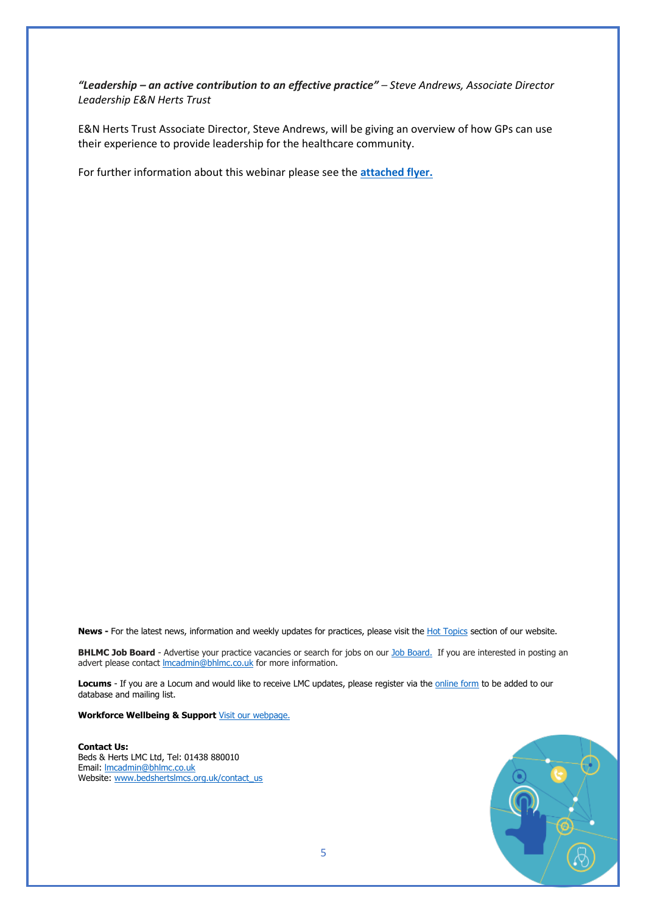***"Leadership – an active contribution to an effective practice"*** *– Steve Andrews, Associate Director Leadership E&N Herts Trust*

E&N Herts Trust Associate Director, Steve Andrews, will be giving an overview of how GPs can use their experience to provide leadership for the healthcare community.

For further information about this webinar please see the **attached flyer.**

**News -** For the latest news, information and weekly updates for practices, please visit the Hot Topics section of our website.

**BHLMC Job Board** - Advertise your practice vacancies or search for jobs on our Job Board. If you are interested in posting an advert please contact lmcadmin@bhlmc.co.uk for more information.

**Locums** - If you are a Locum and would like to receive LMC updates, please register via the online form to be added to our database and mailing list.

**Workforce Wellbeing & Support** Visit our webpage.

**Contact Us:**
Beds & Herts LMC Ltd, Tel: 01438 880010
Email: lmcadmin@bhlmc.co.uk
Website: www.bedshertslmcs.org.uk/contact_us